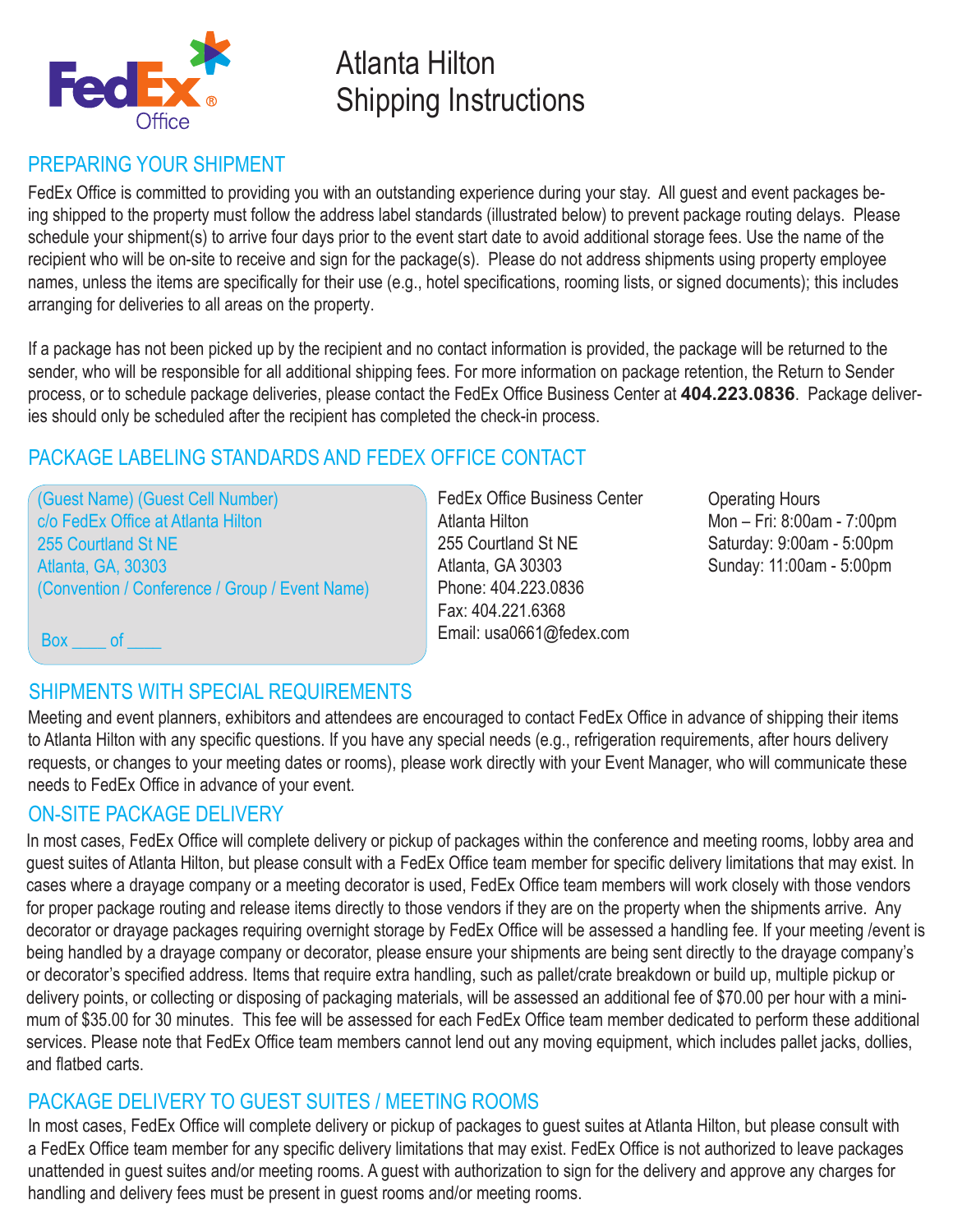FedEx Office

# Atlanta Hilton Shipping Instructions

## PREPARING YOUR SHIPMENT

FedEx Office is committed to providing you with an outstanding experience during your stay. All guest and event packages being shipped to the property must follow the address label standards (illustrated below) to prevent package routing delays. Please schedule your shipment(s) to arrive four days prior to the event start date to avoid additional storage fees. Use the name of the recipient who will be on-site to receive and sign for the package(s). Please do not address shipments using property employee names, unless the items are specifically for their use (e.g., hotel specifications, rooming lists, or signed documents); this includes arranging for deliveries to all areas on the property.

If a package has not been picked up by the recipient and no contact information is provided, the package will be returned to the sender, who will be responsible for all additional shipping fees. For more information on package retention, the Return to Sender process, or to schedule package deliveries, please contact the FedEx Office Business Center at **404.223.0836**. Package deliveries should only be scheduled after the recipient has completed the check-in process.

## PACKAGE LABELING STANDARDS AND FEDEX OFFICE CONTACT

(Guest Name) (Guest Cell Number)
c/o FedEx Office at Atlanta Hilton
255 Courtland St NE
Atlanta, GA, 30303
(Convention / Conference / Group / Event Name)

Box ____ of ____

FedEx Office Business Center
Atlanta Hilton
255 Courtland St NE
Atlanta, GA 30303
Phone: 404.223.0836
Fax: 404.221.6368
Email: usa0661@fedex.com

Operating Hours
Mon – Fri: 8:00am - 7:00pm
Saturday: 9:00am - 5:00pm
Sunday: 11:00am - 5:00pm

## SHIPMENTS WITH SPECIAL REQUIREMENTS

Meeting and event planners, exhibitors and attendees are encouraged to contact FedEx Office in advance of shipping their items to Atlanta Hilton with any specific questions. If you have any special needs (e.g., refrigeration requirements, after hours delivery requests, or changes to your meeting dates or rooms), please work directly with your Event Manager, who will communicate these needs to FedEx Office in advance of your event.

## ON-SITE PACKAGE DELIVERY

In most cases, FedEx Office will complete delivery or pickup of packages within the conference and meeting rooms, lobby area and guest suites of Atlanta Hilton, but please consult with a FedEx Office team member for specific delivery limitations that may exist. In cases where a drayage company or a meeting decorator is used, FedEx Office team members will work closely with those vendors for proper package routing and release items directly to those vendors if they are on the property when the shipments arrive. Any decorator or drayage packages requiring overnight storage by FedEx Office will be assessed a handling fee. If your meeting /event is being handled by a drayage company or decorator, please ensure your shipments are being sent directly to the drayage company's or decorator's specified address. Items that require extra handling, such as pallet/crate breakdown or build up, multiple pickup or delivery points, or collecting or disposing of packaging materials, will be assessed an additional fee of $70.00 per hour with a minimum of $35.00 for 30 minutes. This fee will be assessed for each FedEx Office team member dedicated to perform these additional services. Please note that FedEx Office team members cannot lend out any moving equipment, which includes pallet jacks, dollies, and flatbed carts.

## PACKAGE DELIVERY TO GUEST SUITES / MEETING ROOMS

In most cases, FedEx Office will complete delivery or pickup of packages to guest suites at Atlanta Hilton, but please consult with a FedEx Office team member for any specific delivery limitations that may exist. FedEx Office is not authorized to leave packages unattended in guest suites and/or meeting rooms. A guest with authorization to sign for the delivery and approve any charges for handling and delivery fees must be present in guest rooms and/or meeting rooms.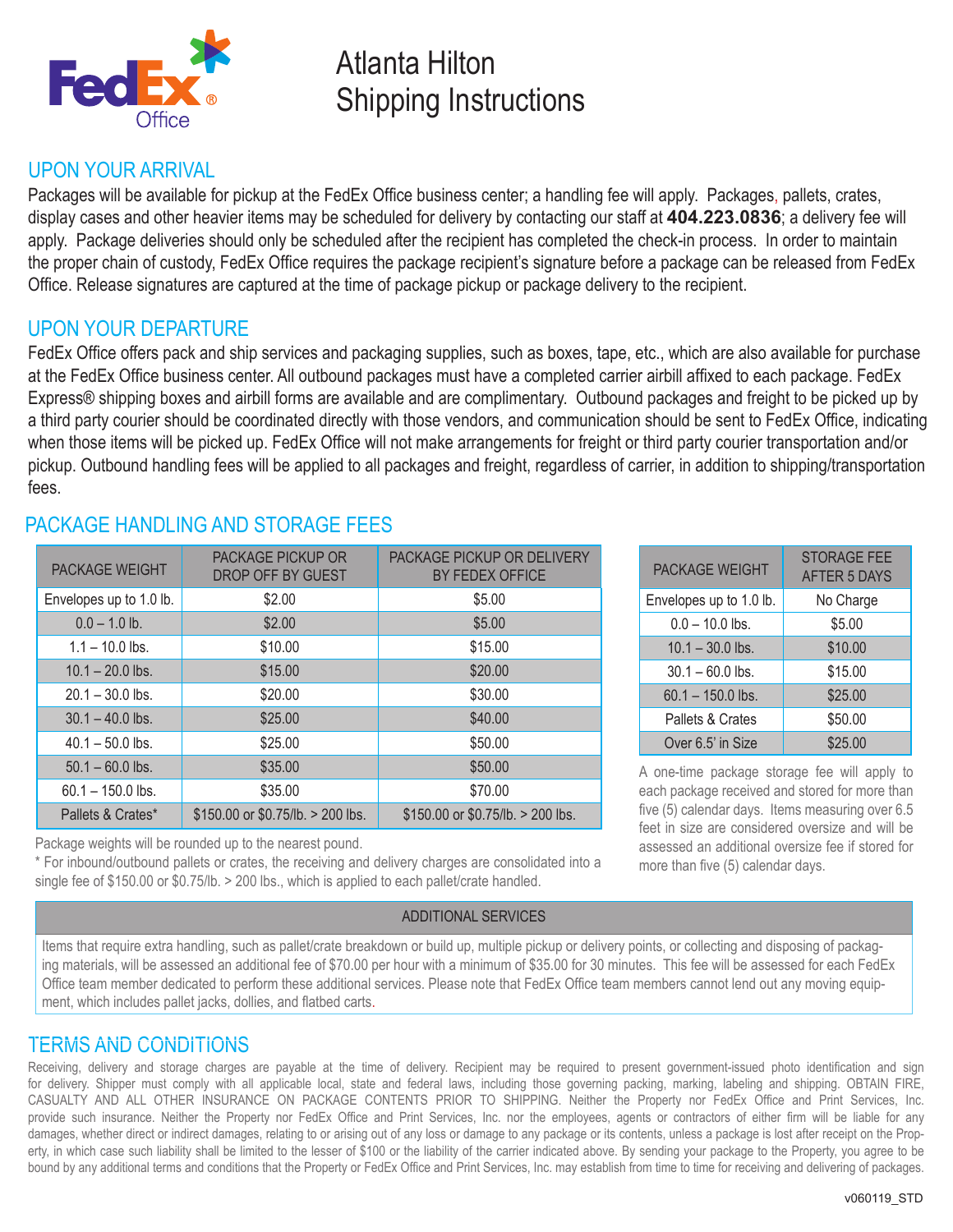FedEx Office

# Atlanta Hilton Shipping Instructions

## UPON YOUR ARRIVAL

Packages will be available for pickup at the FedEx Office business center; a handling fee will apply. Packages, pallets, crates, display cases and other heavier items may be scheduled for delivery by contacting our staff at **404.223.0836**; a delivery fee will apply. Package deliveries should only be scheduled after the recipient has completed the check-in process. In order to maintain the proper chain of custody, FedEx Office requires the package recipient's signature before a package can be released from FedEx Office. Release signatures are captured at the time of package pickup or package delivery to the recipient.

## UPON YOUR DEPARTURE

FedEx Office offers pack and ship services and packaging supplies, such as boxes, tape, etc., which are also available for purchase at the FedEx Office business center. All outbound packages must have a completed carrier airbill affixed to each package. FedEx Express® shipping boxes and airbill forms are available and are complimentary. Outbound packages and freight to be picked up by a third party courier should be coordinated directly with those vendors, and communication should be sent to FedEx Office, indicating when those items will be picked up. FedEx Office will not make arrangements for freight or third party courier transportation and/or pickup. Outbound handling fees will be applied to all packages and freight, regardless of carrier, in addition to shipping/transportation fees.

## PACKAGE HANDLING AND STORAGE FEES

| PACKAGE WEIGHT | PACKAGE PICKUP OR DROP OFF BY GUEST | PACKAGE PICKUP OR DELIVERY BY FEDEX OFFICE |
|---|---|---|
| Envelopes up to 1.0 lb. | $2.00 | $5.00 |
| 0.0 – 1.0 lb. | $2.00 | $5.00 |
| 1.1 – 10.0 lbs. | $10.00 | $15.00 |
| 10.1 – 20.0 lbs. | $15.00 | $20.00 |
| 20.1 – 30.0 lbs. | $20.00 | $30.00 |
| 30.1 – 40.0 lbs. | $25.00 | $40.00 |
| 40.1 – 50.0 lbs. | $25.00 | $50.00 |
| 50.1 – 60.0 lbs. | $35.00 | $50.00 |
| 60.1 – 150.0 lbs. | $35.00 | $70.00 |
| Pallets & Crates* | $150.00 or $0.75/lb. > 200 lbs. | $150.00 or $0.75/lb. > 200 lbs. |

Package weights will be rounded up to the nearest pound.

\* For inbound/outbound pallets or crates, the receiving and delivery charges are consolidated into a single fee of $150.00 or $0.75/lb. > 200 lbs., which is applied to each pallet/crate handled.

| PACKAGE WEIGHT | STORAGE FEE AFTER 5 DAYS |
|---|---|
| Envelopes up to 1.0 lb. | No Charge |
| 0.0 – 10.0 lbs. | $5.00 |
| 10.1 – 30.0 lbs. | $10.00 |
| 30.1 – 60.0 lbs. | $15.00 |
| 60.1 – 150.0 lbs. | $25.00 |
| Pallets & Crates | $50.00 |
| Over 6.5' in Size | $25.00 |

A one-time package storage fee will apply to each package received and stored for more than five (5) calendar days. Items measuring over 6.5 feet in size are considered oversize and will be assessed an additional oversize fee if stored for more than five (5) calendar days.

### ADDITIONAL SERVICES

Items that require extra handling, such as pallet/crate breakdown or build up, multiple pickup or delivery points, or collecting and disposing of packaging materials, will be assessed an additional fee of $70.00 per hour with a minimum of $35.00 for 30 minutes. This fee will be assessed for each FedEx Office team member dedicated to perform these additional services. Please note that FedEx Office team members cannot lend out any moving equipment, which includes pallet jacks, dollies, and flatbed carts.

## TERMS AND CONDITIONS

Receiving, delivery and storage charges are payable at the time of delivery. Recipient may be required to present government-issued photo identification and sign for delivery. Shipper must comply with all applicable local, state and federal laws, including those governing packing, marking, labeling and shipping. OBTAIN FIRE, CASUALTY AND ALL OTHER INSURANCE ON PACKAGE CONTENTS PRIOR TO SHIPPING. Neither the Property nor FedEx Office and Print Services, Inc. provide such insurance. Neither the Property nor FedEx Office and Print Services, Inc. nor the employees, agents or contractors of either firm will be liable for any damages, whether direct or indirect damages, relating to or arising out of any loss or damage to any package or its contents, unless a package is lost after receipt on the Property, in which case such liability shall be limited to the lesser of $100 or the liability of the carrier indicated above. By sending your package to the Property, you agree to be bound by any additional terms and conditions that the Property or FedEx Office and Print Services, Inc. may establish from time to time for receiving and delivering of packages.

v060119_STD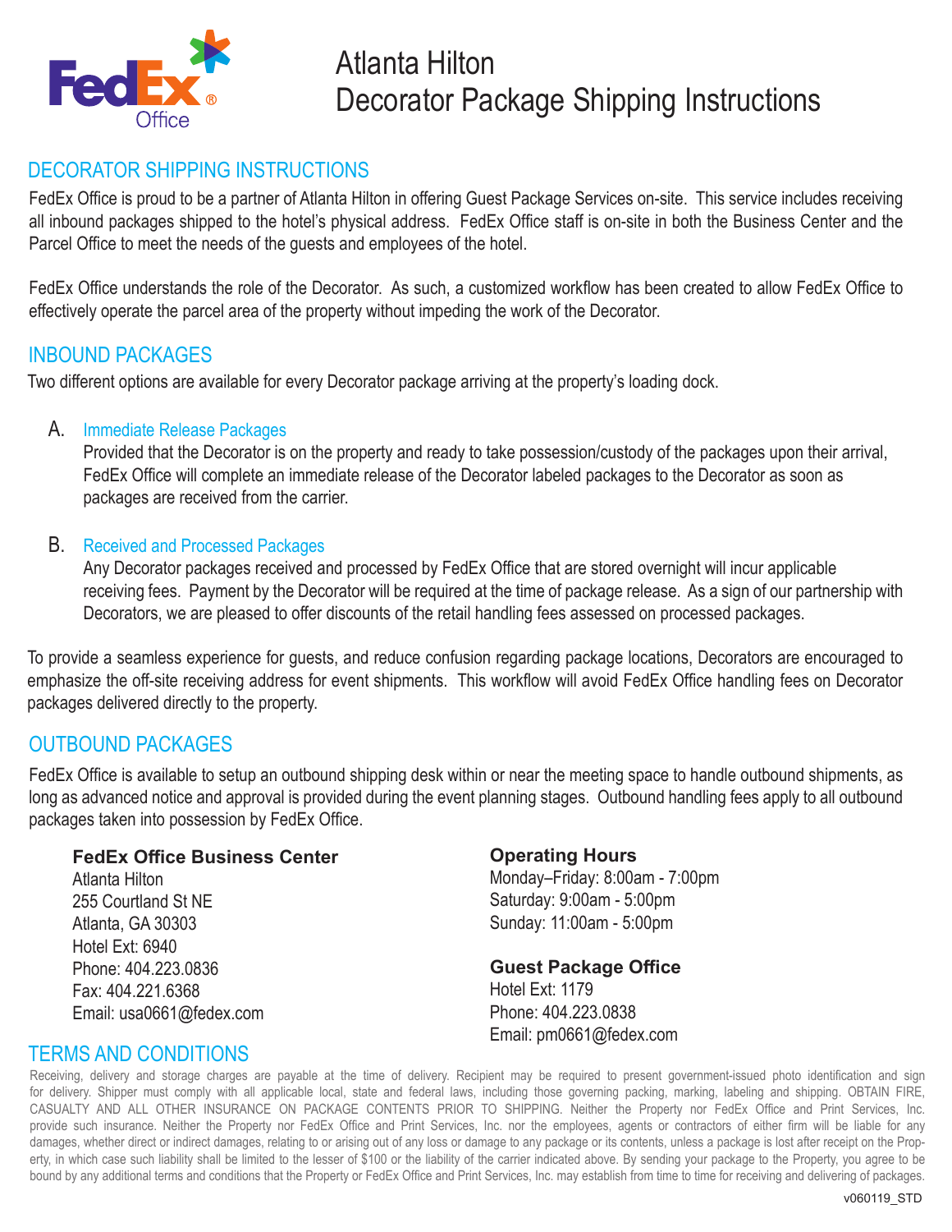# Atlanta Hilton
# Decorator Package Shipping Instructions

## DECORATOR SHIPPING INSTRUCTIONS

FedEx Office is proud to be a partner of Atlanta Hilton in offering Guest Package Services on-site. This service includes receiving all inbound packages shipped to the hotel's physical address. FedEx Office staff is on-site in both the Business Center and the Parcel Office to meet the needs of the guests and employees of the hotel.

FedEx Office understands the role of the Decorator. As such, a customized workflow has been created to allow FedEx Office to effectively operate the parcel area of the property without impeding the work of the Decorator.

## INBOUND PACKAGES

Two different options are available for every Decorator package arriving at the property's loading dock.

A. **Immediate Release Packages**
Provided that the Decorator is on the property and ready to take possession/custody of the packages upon their arrival, FedEx Office will complete an immediate release of the Decorator labeled packages to the Decorator as soon as packages are received from the carrier.

B. **Received and Processed Packages**
Any Decorator packages received and processed by FedEx Office that are stored overnight will incur applicable receiving fees. Payment by the Decorator will be required at the time of package release. As a sign of our partnership with Decorators, we are pleased to offer discounts of the retail handling fees assessed on processed packages.

To provide a seamless experience for guests, and reduce confusion regarding package locations, Decorators are encouraged to emphasize the off-site receiving address for event shipments. This workflow will avoid FedEx Office handling fees on Decorator packages delivered directly to the property.

## OUTBOUND PACKAGES

FedEx Office is available to setup an outbound shipping desk within or near the meeting space to handle outbound shipments, as long as advanced notice and approval is provided during the event planning stages. Outbound handling fees apply to all outbound packages taken into possession by FedEx Office.

**FedEx Office Business Center**
Atlanta Hilton
255 Courtland St NE
Atlanta, GA 30303
Hotel Ext: 6940
Phone: 404.223.0836
Fax: 404.221.6368
Email: usa0661@fedex.com

**Operating Hours**
Monday–Friday: 8:00am - 7:00pm
Saturday: 9:00am - 5:00pm
Sunday: 11:00am - 5:00pm

**Guest Package Office**
Hotel Ext: 1179
Phone: 404.223.0838
Email: pm0661@fedex.com

## TERMS AND CONDITIONS

Receiving, delivery and storage charges are payable at the time of delivery. Recipient may be required to present government-issued photo identification and sign for delivery. Shipper must comply with all applicable local, state and federal laws, including those governing packing, marking, labeling and shipping. OBTAIN FIRE, CASUALTY AND ALL OTHER INSURANCE ON PACKAGE CONTENTS PRIOR TO SHIPPING. Neither the Property nor FedEx Office and Print Services, Inc. provide such insurance. Neither the Property nor FedEx Office and Print Services, Inc. nor the employees, agents or contractors of either firm will be liable for any damages, whether direct or indirect damages, relating to or arising out of any loss or damage to any package or its contents, unless a package is lost after receipt on the Property, in which case such liability shall be limited to the lesser of $100 or the liability of the carrier indicated above. By sending your package to the Property, you agree to be bound by any additional terms and conditions that the Property or FedEx Office and Print Services, Inc. may establish from time to time for receiving and delivering of packages.

v060119_STD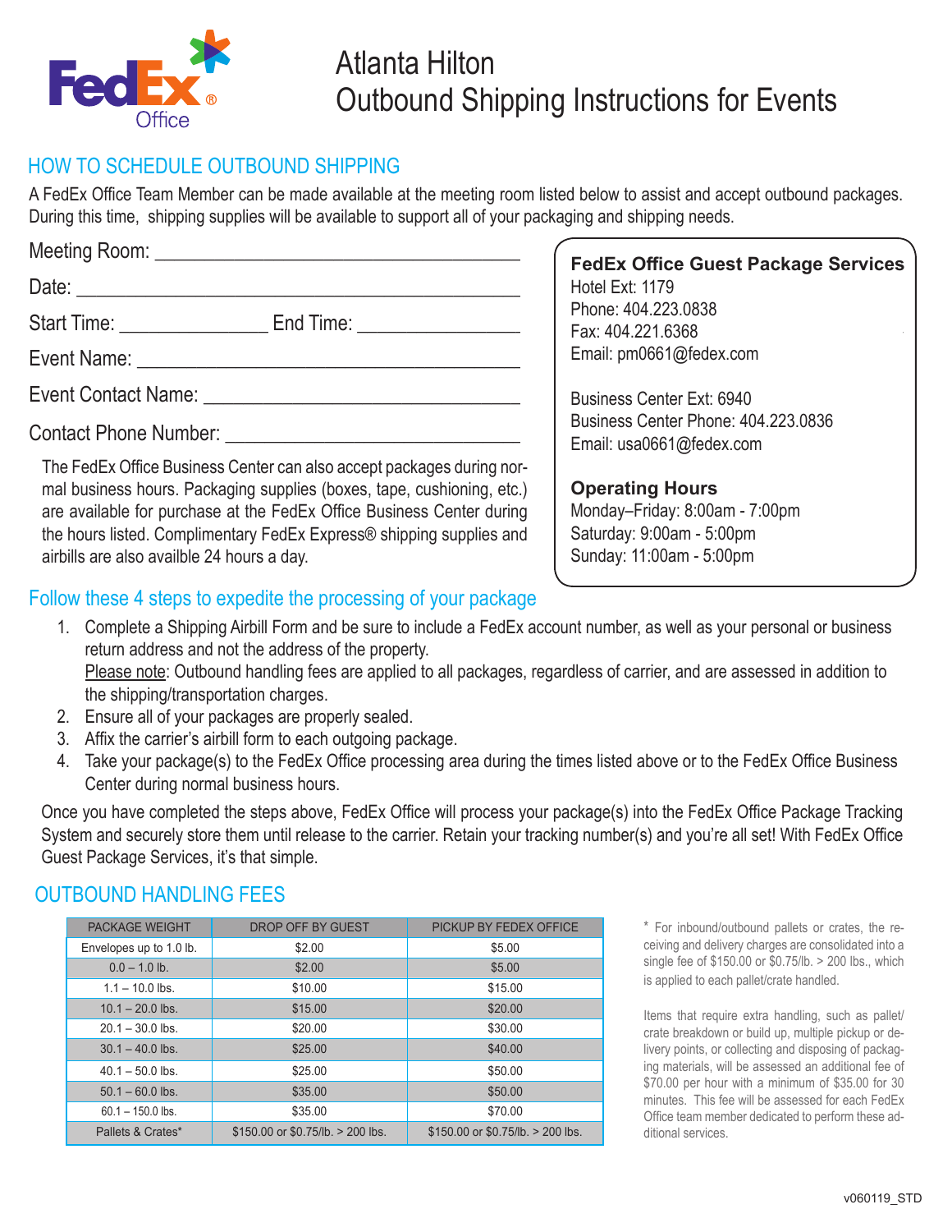FedEx Office

# Atlanta Hilton
# Outbound Shipping Instructions for Events

## HOW TO SCHEDULE OUTBOUND SHIPPING

A FedEx Office Team Member can be made available at the meeting room listed below to assist and accept outbound packages. During this time, shipping supplies will be available to support all of your packaging and shipping needs.

Meeting Room: ____________________________________

Date: ____________________________________

Start Time: ______________ End Time: ______________

Event Name: ____________________________________

Event Contact Name: ____________________________________

Contact Phone Number: ____________________________________

The FedEx Office Business Center can also accept packages during normal business hours. Packaging supplies (boxes, tape, cushioning, etc.) are available for purchase at the FedEx Office Business Center during the hours listed. Complimentary FedEx Express® shipping supplies and airbills are also availble 24 hours a day.

**FedEx Office Guest Package Services**
Hotel Ext: 1179
Phone: 404.223.0838
Fax: 404.221.6368
Email: pm0661@fedex.com

Business Center Ext: 6940
Business Center Phone: 404.223.0836
Email: usa0661@fedex.com

**Operating Hours**
Monday–Friday: 8:00am - 7:00pm
Saturday: 9:00am - 5:00pm
Sunday: 11:00am - 5:00pm

## Follow these 4 steps to expedite the processing of your package

1. Complete a Shipping Airbill Form and be sure to include a FedEx account number, as well as your personal or business return address and not the address of the property.
   Please note: Outbound handling fees are applied to all packages, regardless of carrier, and are assessed in addition to the shipping/transportation charges.
2. Ensure all of your packages are properly sealed.
3. Affix the carrier's airbill form to each outgoing package.
4. Take your package(s) to the FedEx Office processing area during the times listed above or to the FedEx Office Business Center during normal business hours.

Once you have completed the steps above, FedEx Office will process your package(s) into the FedEx Office Package Tracking System and securely store them until release to the carrier. Retain your tracking number(s) and you're all set! With FedEx Office Guest Package Services, it's that simple.

## OUTBOUND HANDLING FEES

| PACKAGE WEIGHT | DROP OFF BY GUEST | PICKUP BY FEDEX OFFICE |
|---|---|---|
| Envelopes up to 1.0 lb. | $2.00 | $5.00 |
| 0.0 – 1.0 lb. | $2.00 | $5.00 |
| 1.1 – 10.0 lbs. | $10.00 | $15.00 |
| 10.1 – 20.0 lbs. | $15.00 | $20.00 |
| 20.1 – 30.0 lbs. | $20.00 | $30.00 |
| 30.1 – 40.0 lbs. | $25.00 | $40.00 |
| 40.1 – 50.0 lbs. | $25.00 | $50.00 |
| 50.1 – 60.0 lbs. | $35.00 | $50.00 |
| 60.1 – 150.0 lbs. | $35.00 | $70.00 |
| Pallets & Crates* | $150.00 or $0.75/lb. > 200 lbs. | $150.00 or $0.75/lb. > 200 lbs. |

* For inbound/outbound pallets or crates, the receiving and delivery charges are consolidated into a single fee of $150.00 or $0.75/lb. > 200 lbs., which is applied to each pallet/crate handled.

Items that require extra handling, such as pallet/crate breakdown or build up, multiple pickup or delivery points, or collecting and disposing of packaging materials, will be assessed an additional fee of $70.00 per hour with a minimum of $35.00 for 30 minutes. This fee will be assessed for each FedEx Office team member dedicated to perform these additional services.

v060119_STD